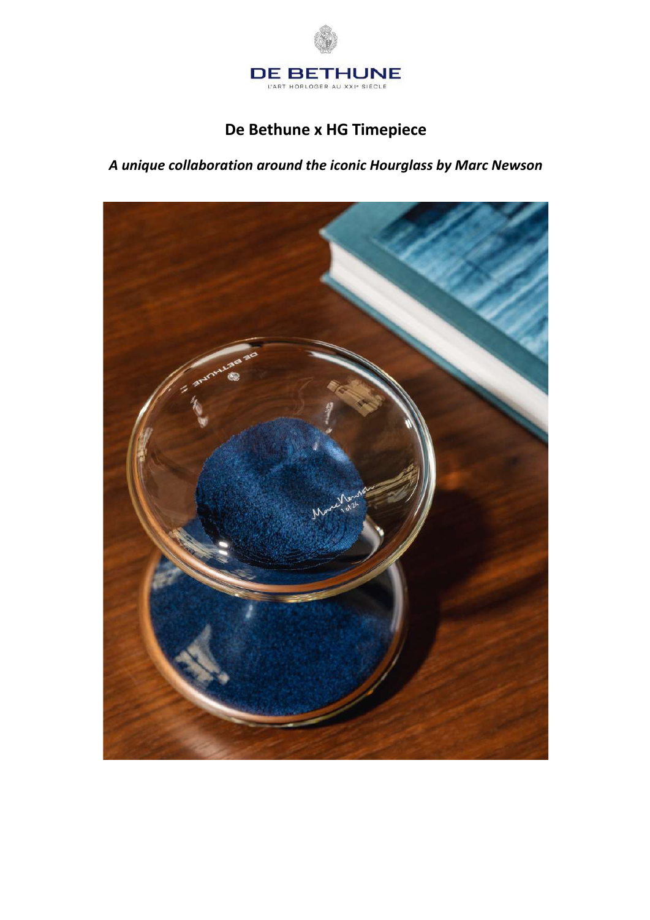DE BETHUNE

L'ART HORLOGER AU XXI[e] SIÈCLE

# De Bethune x HG Timepiece

***A unique collaboration around the iconic Hourglass by Marc Newson***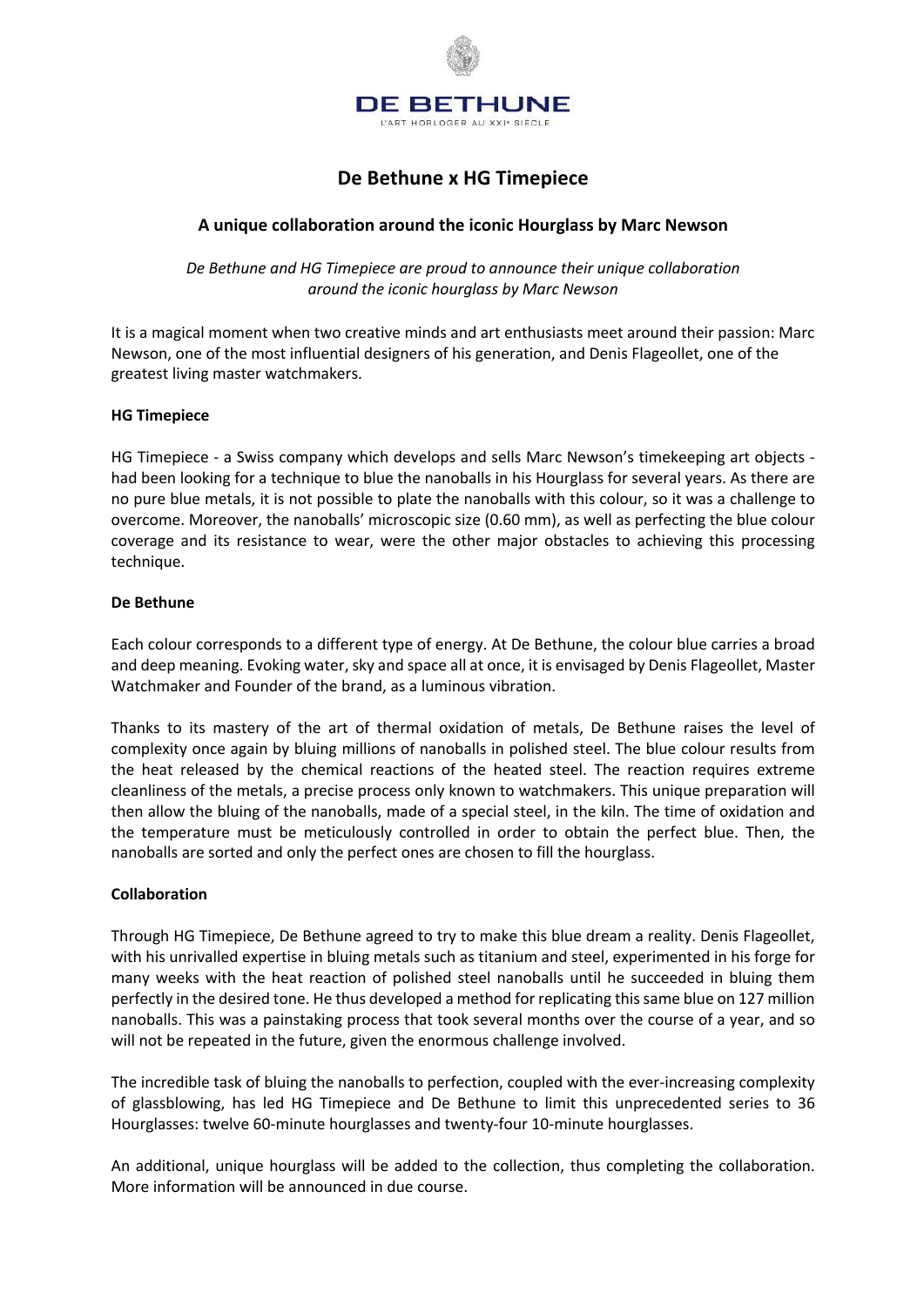# DE BETHUNE

L'ART HORLOGER AU XXIe SIÈCLE

## De Bethune x HG Timepiece

### A unique collaboration around the iconic Hourglass by Marc Newson

*De Bethune and HG Timepiece are proud to announce their unique collaboration around the iconic hourglass by Marc Newson*

It is a magical moment when two creative minds and art enthusiasts meet around their passion: Marc Newson, one of the most influential designers of his generation, and Denis Flageollet, one of the greatest living master watchmakers.

**HG Timepiece**

HG Timepiece - a Swiss company which develops and sells Marc Newson's timekeeping art objects - had been looking for a technique to blue the nanoballs in his Hourglass for several years. As there are no pure blue metals, it is not possible to plate the nanoballs with this colour, so it was a challenge to overcome. Moreover, the nanoballs' microscopic size (0.60 mm), as well as perfecting the blue colour coverage and its resistance to wear, were the other major obstacles to achieving this processing technique.

**De Bethune**

Each colour corresponds to a different type of energy. At De Bethune, the colour blue carries a broad and deep meaning. Evoking water, sky and space all at once, it is envisaged by Denis Flageollet, Master Watchmaker and Founder of the brand, as a luminous vibration.

Thanks to its mastery of the art of thermal oxidation of metals, De Bethune raises the level of complexity once again by bluing millions of nanoballs in polished steel. The blue colour results from the heat released by the chemical reactions of the heated steel. The reaction requires extreme cleanliness of the metals, a precise process only known to watchmakers. This unique preparation will then allow the bluing of the nanoballs, made of a special steel, in the kiln. The time of oxidation and the temperature must be meticulously controlled in order to obtain the perfect blue. Then, the nanoballs are sorted and only the perfect ones are chosen to fill the hourglass.

**Collaboration**

Through HG Timepiece, De Bethune agreed to try to make this blue dream a reality. Denis Flageollet, with his unrivalled expertise in bluing metals such as titanium and steel, experimented in his forge for many weeks with the heat reaction of polished steel nanoballs until he succeeded in bluing them perfectly in the desired tone. He thus developed a method for replicating this same blue on 127 million nanoballs. This was a painstaking process that took several months over the course of a year, and so will not be repeated in the future, given the enormous challenge involved.

The incredible task of bluing the nanoballs to perfection, coupled with the ever-increasing complexity of glassblowing, has led HG Timepiece and De Bethune to limit this unprecedented series to 36 Hourglasses: twelve 60-minute hourglasses and twenty-four 10-minute hourglasses.

An additional, unique hourglass will be added to the collection, thus completing the collaboration. More information will be announced in due course.